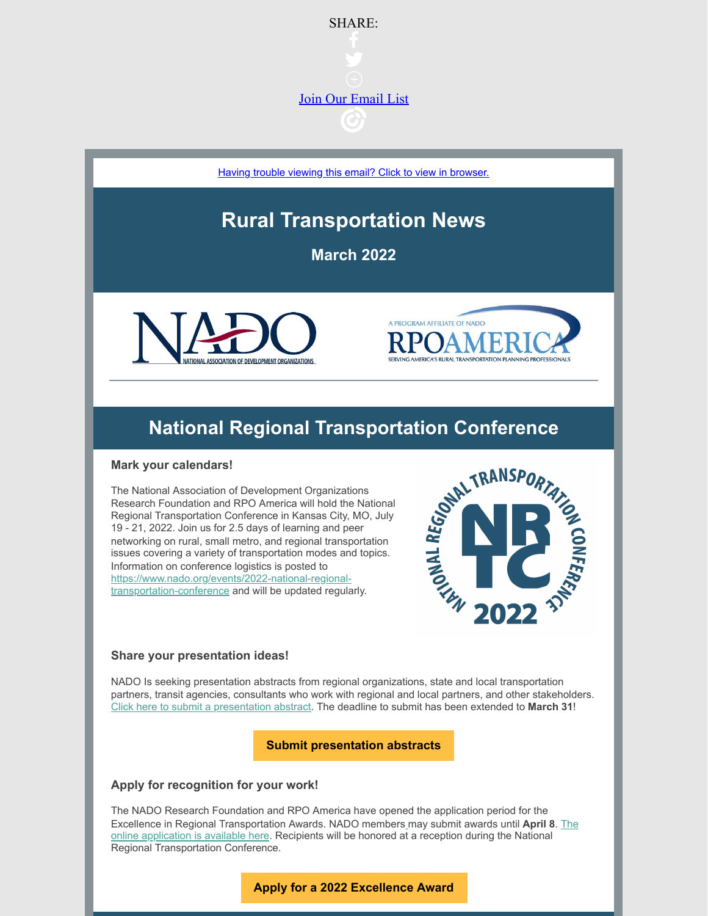SHARE:

Join Our Email List

Having trouble viewing this email? Click to view in browser.

# Rural Transportation News

## March 2022

## National Regional Transportation Conference

### Mark your calendars!

The National Association of Development Organizations Research Foundation and RPO America will hold the National Regional Transportation Conference in Kansas City, MO, July 19 - 21, 2022. Join us for 2.5 days of learning and peer networking on rural, small metro, and regional transportation issues covering a variety of transportation modes and topics. Information on conference logistics is posted to https://www.nado.org/events/2022-national-regional-transportation-conference and will be updated regularly.

### Share your presentation ideas!

NADO Is seeking presentation abstracts from regional organizations, state and local transportation partners, transit agencies, consultants who work with regional and local partners, and other stakeholders. Click here to submit a presentation abstract. The deadline to submit has been extended to **March 31**!

**Submit presentation abstracts**

### Apply for recognition for your work!

The NADO Research Foundation and RPO America have opened the application period for the Excellence in Regional Transportation Awards. NADO members may submit awards until **April 8**. The online application is available here. Recipients will be honored at a reception during the National Regional Transportation Conference.

**Apply for a 2022 Excellence Award**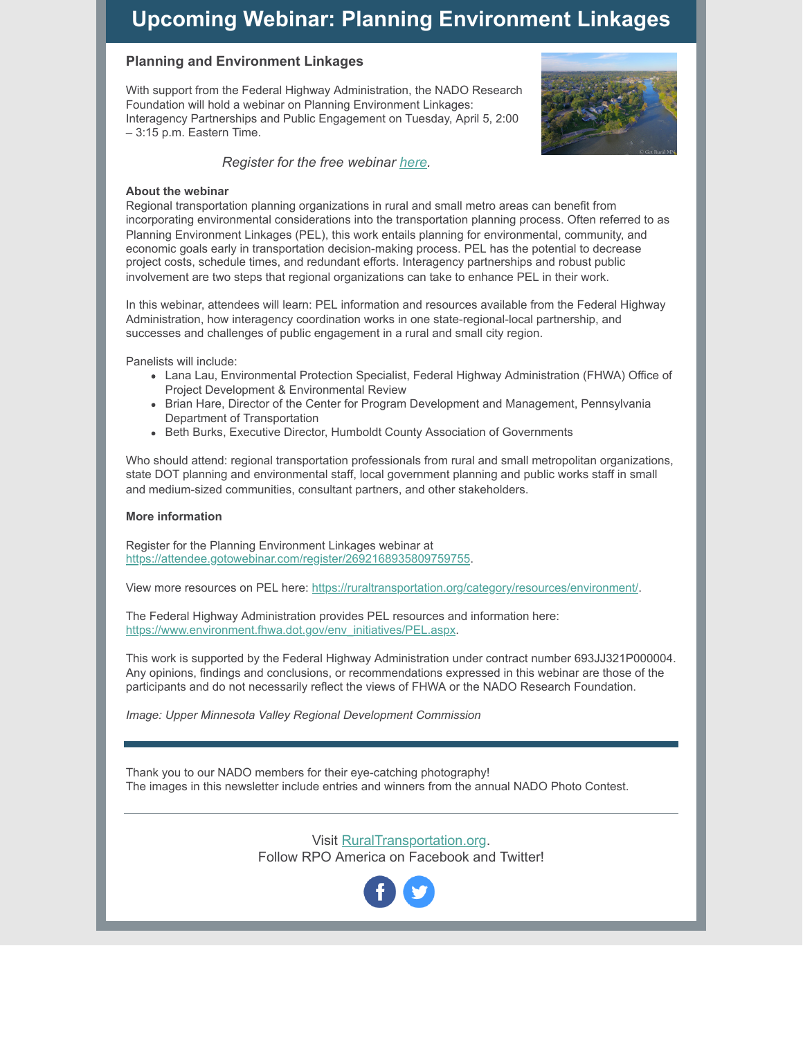# Upcoming Webinar: Planning Environment Linkages

## Planning and Environment Linkages

With support from the Federal Highway Administration, the NADO Research Foundation will hold a webinar on Planning Environment Linkages: Interagency Partnerships and Public Engagement on Tuesday, April 5, 2:00 – 3:15 p.m. Eastern Time.

*Register for the free webinar here.*

**About the webinar**

Regional transportation planning organizations in rural and small metro areas can benefit from incorporating environmental considerations into the transportation planning process. Often referred to as Planning Environment Linkages (PEL), this work entails planning for environmental, community, and economic goals early in transportation decision-making process. PEL has the potential to decrease project costs, schedule times, and redundant efforts. Interagency partnerships and robust public involvement are two steps that regional organizations can take to enhance PEL in their work.

In this webinar, attendees will learn: PEL information and resources available from the Federal Highway Administration, how interagency coordination works in one state-regional-local partnership, and successes and challenges of public engagement in a rural and small city region.

Panelists will include:

- Lana Lau, Environmental Protection Specialist, Federal Highway Administration (FHWA) Office of Project Development & Environmental Review
- Brian Hare, Director of the Center for Program Development and Management, Pennsylvania Department of Transportation
- Beth Burks, Executive Director, Humboldt County Association of Governments

Who should attend: regional transportation professionals from rural and small metropolitan organizations, state DOT planning and environmental staff, local government planning and public works staff in small and medium-sized communities, consultant partners, and other stakeholders.

**More information**

Register for the Planning Environment Linkages webinar at https://attendee.gotowebinar.com/register/2692168935809759755.

View more resources on PEL here: https://ruraltransportation.org/category/resources/environment/.

The Federal Highway Administration provides PEL resources and information here: https://www.environment.fhwa.dot.gov/env_initiatives/PEL.aspx.

This work is supported by the Federal Highway Administration under contract number 693JJ321P000004. Any opinions, findings and conclusions, or recommendations expressed in this webinar are those of the participants and do not necessarily reflect the views of FHWA or the NADO Research Foundation.

*Image: Upper Minnesota Valley Regional Development Commission*

---

Thank you to our NADO members for their eye-catching photography!
The images in this newsletter include entries and winners from the annual NADO Photo Contest.

---

Visit RuralTransportation.org.
Follow RPO America on Facebook and Twitter!